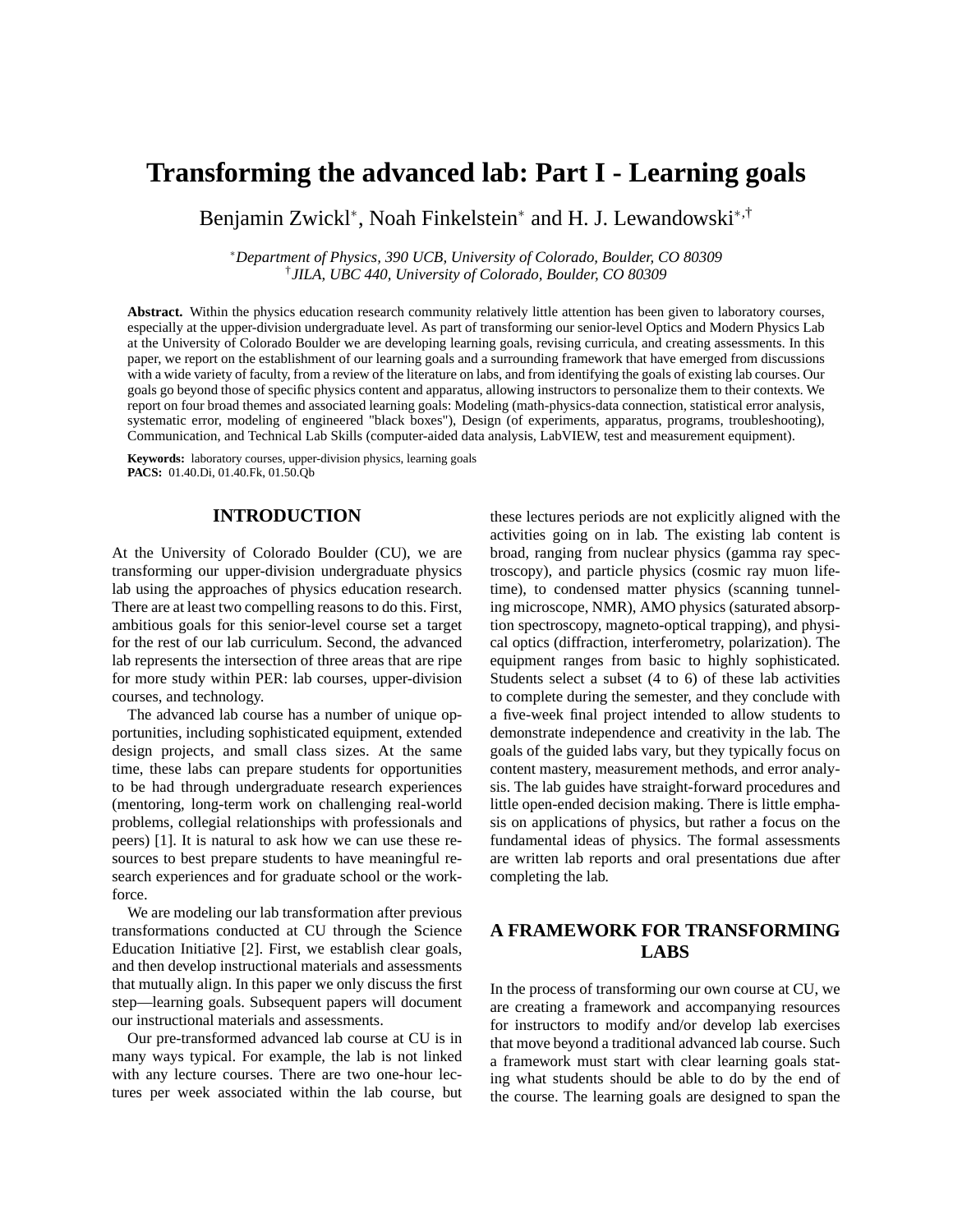# Transforming the advanced lab: Part I - Learning goals

Benjamin Zwickl[*], Noah Finkelstein[*] and H. J. Lewandowski[*,†]

[*]*Department of Physics, 390 UCB, University of Colorado, Boulder, CO 80309*
[†]*JILA, UBC 440, University of Colorado, Boulder, CO 80309*

**Abstract.** Within the physics education research community relatively little attention has been given to laboratory courses, especially at the upper-division undergraduate level. As part of transforming our senior-level Optics and Modern Physics Lab at the University of Colorado Boulder we are developing learning goals, revising curricula, and creating assessments. In this paper, we report on the establishment of our learning goals and a surrounding framework that have emerged from discussions with a wide variety of faculty, from a review of the literature on labs, and from identifying the goals of existing lab courses. Our goals go beyond those of specific physics content and apparatus, allowing instructors to personalize them to their contexts. We report on four broad themes and associated learning goals: Modeling (math-physics-data connection, statistical error analysis, systematic error, modeling of engineered "black boxes"), Design (of experiments, apparatus, programs, troubleshooting), Communication, and Technical Lab Skills (computer-aided data analysis, LabVIEW, test and measurement equipment).

**Keywords:** laboratory courses, upper-division physics, learning goals
**PACS:** 01.40.Di, 01.40.Fk, 01.50.Qb

## INTRODUCTION

At the University of Colorado Boulder (CU), we are transforming our upper-division undergraduate physics lab using the approaches of physics education research. There are at least two compelling reasons to do this. First, ambitious goals for this senior-level course set a target for the rest of our lab curriculum. Second, the advanced lab represents the intersection of three areas that are ripe for more study within PER: lab courses, upper-division courses, and technology.

The advanced lab course has a number of unique opportunities, including sophisticated equipment, extended design projects, and small class sizes. At the same time, these labs can prepare students for opportunities to be had through undergraduate research experiences (mentoring, long-term work on challenging real-world problems, collegial relationships with professionals and peers) [1]. It is natural to ask how we can use these resources to best prepare students to have meaningful research experiences and for graduate school or the workforce.

We are modeling our lab transformation after previous transformations conducted at CU through the Science Education Initiative [2]. First, we establish clear goals, and then develop instructional materials and assessments that mutually align. In this paper we only discuss the first step—learning goals. Subsequent papers will document our instructional materials and assessments.

Our pre-transformed advanced lab course at CU is in many ways typical. For example, the lab is not linked with any lecture courses. There are two one-hour lectures per week associated within the lab course, but these lectures periods are not explicitly aligned with the activities going on in lab. The existing lab content is broad, ranging from nuclear physics (gamma ray spectroscopy), and particle physics (cosmic ray muon lifetime), to condensed matter physics (scanning tunneling microscope, NMR), AMO physics (saturated absorption spectroscopy, magneto-optical trapping), and physical optics (diffraction, interferometry, polarization). The equipment ranges from basic to highly sophisticated. Students select a subset (4 to 6) of these lab activities to complete during the semester, and they conclude with a five-week final project intended to allow students to demonstrate independence and creativity in the lab. The goals of the guided labs vary, but they typically focus on content mastery, measurement methods, and error analysis. The lab guides have straight-forward procedures and little open-ended decision making. There is little emphasis on applications of physics, but rather a focus on the fundamental ideas of physics. The formal assessments are written lab reports and oral presentations due after completing the lab.

## A FRAMEWORK FOR TRANSFORMING LABS

In the process of transforming our own course at CU, we are creating a framework and accompanying resources for instructors to modify and/or develop lab exercises that move beyond a traditional advanced lab course. Such a framework must start with clear learning goals stating what students should be able to do by the end of the course. The learning goals are designed to span the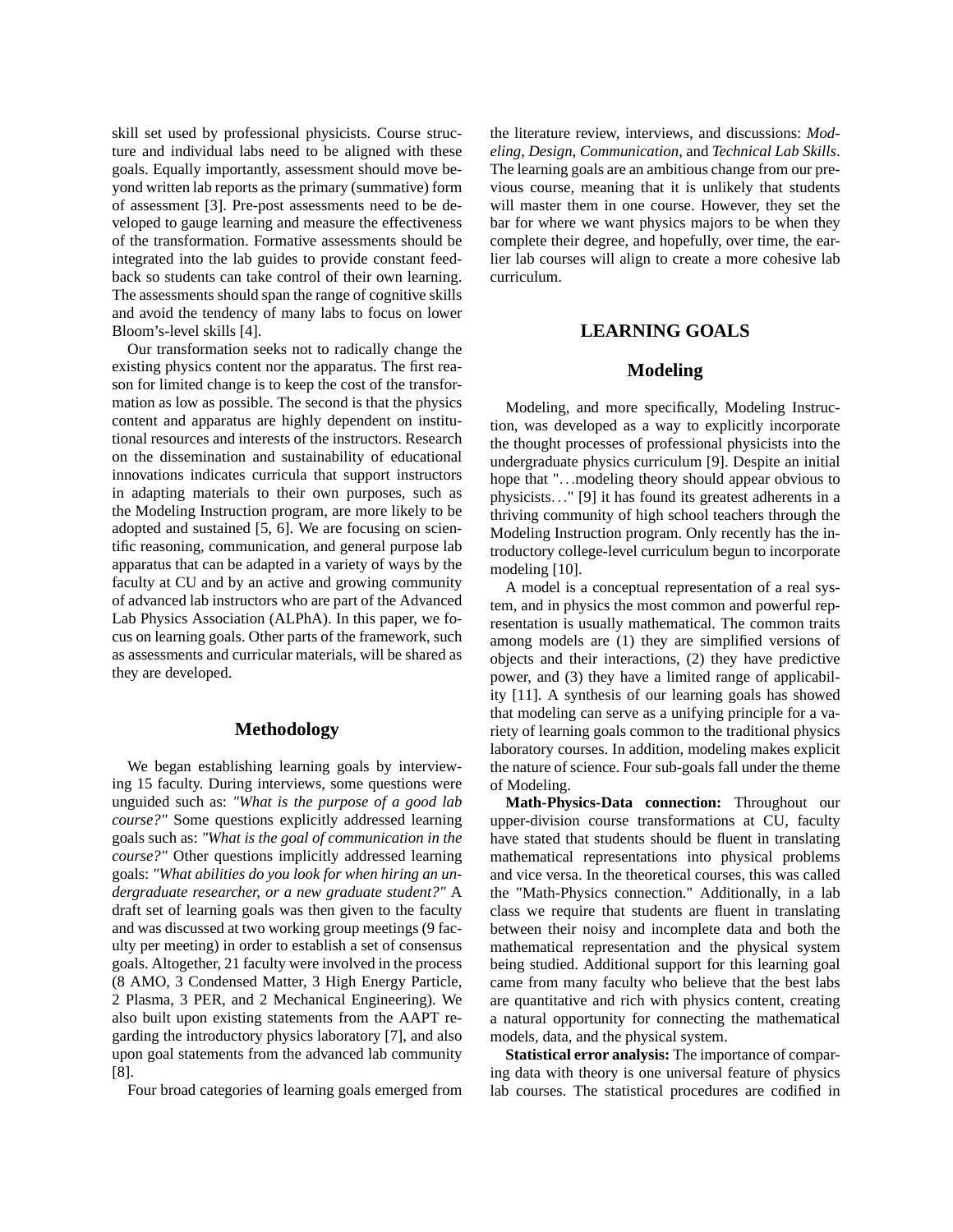skill set used by professional physicists. Course structure and individual labs need to be aligned with these goals. Equally importantly, assessment should move beyond written lab reports as the primary (summative) form of assessment [3]. Pre-post assessments need to be developed to gauge learning and measure the effectiveness of the transformation. Formative assessments should be integrated into the lab guides to provide constant feedback so students can take control of their own learning. The assessments should span the range of cognitive skills and avoid the tendency of many labs to focus on lower Bloom's-level skills [4].

Our transformation seeks not to radically change the existing physics content nor the apparatus. The first reason for limited change is to keep the cost of the transformation as low as possible. The second is that the physics content and apparatus are highly dependent on institutional resources and interests of the instructors. Research on the dissemination and sustainability of educational innovations indicates curricula that support instructors in adapting materials to their own purposes, such as the Modeling Instruction program, are more likely to be adopted and sustained [5, 6]. We are focusing on scientific reasoning, communication, and general purpose lab apparatus that can be adapted in a variety of ways by the faculty at CU and by an active and growing community of advanced lab instructors who are part of the Advanced Lab Physics Association (ALPhA). In this paper, we focus on learning goals. Other parts of the framework, such as assessments and curricular materials, will be shared as they are developed.

### Methodology

We began establishing learning goals by interviewing 15 faculty. During interviews, some questions were unguided such as: *"What is the purpose of a good lab course?"* Some questions explicitly addressed learning goals such as: *"What is the goal of communication in the course?"* Other questions implicitly addressed learning goals: *"What abilities do you look for when hiring an undergraduate researcher, or a new graduate student?"* A draft set of learning goals was then given to the faculty and was discussed at two working group meetings (9 faculty per meeting) in order to establish a set of consensus goals. Altogether, 21 faculty were involved in the process (8 AMO, 3 Condensed Matter, 3 High Energy Particle, 2 Plasma, 3 PER, and 2 Mechanical Engineering). We also built upon existing statements from the AAPT regarding the introductory physics laboratory [7], and also upon goal statements from the advanced lab community [8].

Four broad categories of learning goals emerged from the literature review, interviews, and discussions: *Modeling*, *Design*, *Communication*, and *Technical Lab Skills*. The learning goals are an ambitious change from our previous course, meaning that it is unlikely that students will master them in one course. However, they set the bar for where we want physics majors to be when they complete their degree, and hopefully, over time, the earlier lab courses will align to create a more cohesive lab curriculum.

## LEARNING GOALS

### Modeling

Modeling, and more specifically, Modeling Instruction, was developed as a way to explicitly incorporate the thought processes of professional physicists into the undergraduate physics curriculum [9]. Despite an initial hope that "...modeling theory should appear obvious to physicists..." [9] it has found its greatest adherents in a thriving community of high school teachers through the Modeling Instruction program. Only recently has the introductory college-level curriculum begun to incorporate modeling [10].

A model is a conceptual representation of a real system, and in physics the most common and powerful representation is usually mathematical. The common traits among models are (1) they are simplified versions of objects and their interactions, (2) they have predictive power, and (3) they have a limited range of applicability [11]. A synthesis of our learning goals has showed that modeling can serve as a unifying principle for a variety of learning goals common to the traditional physics laboratory courses. In addition, modeling makes explicit the nature of science. Four sub-goals fall under the theme of Modeling.

**Math-Physics-Data connection:** Throughout our upper-division course transformations at CU, faculty have stated that students should be fluent in translating mathematical representations into physical problems and vice versa. In the theoretical courses, this was called the "Math-Physics connection." Additionally, in a lab class we require that students are fluent in translating between their noisy and incomplete data and both the mathematical representation and the physical system being studied. Additional support for this learning goal came from many faculty who believe that the best labs are quantitative and rich with physics content, creating a natural opportunity for connecting the mathematical models, data, and the physical system.

**Statistical error analysis:** The importance of comparing data with theory is one universal feature of physics lab courses. The statistical procedures are codified in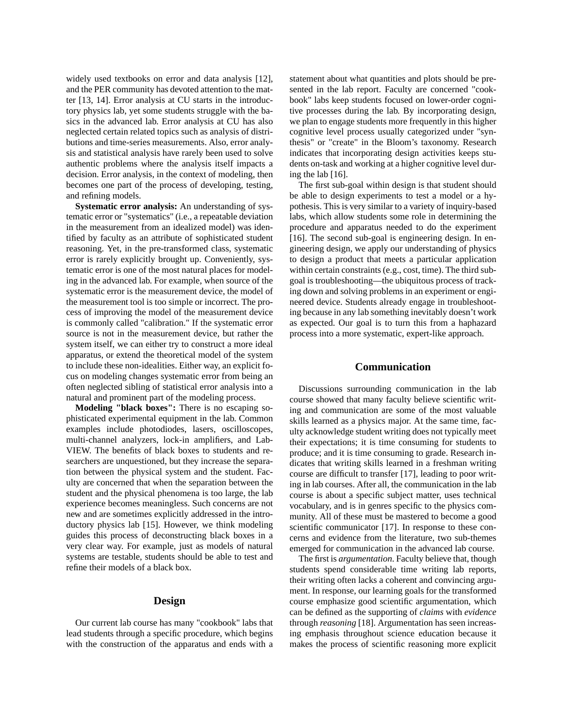widely used textbooks on error and data analysis [12], and the PER community has devoted attention to the matter [13, 14]. Error analysis at CU starts in the introductory physics lab, yet some students struggle with the basics in the advanced lab. Error analysis at CU has also neglected certain related topics such as analysis of distributions and time-series measurements. Also, error analysis and statistical analysis have rarely been used to solve authentic problems where the analysis itself impacts a decision. Error analysis, in the context of modeling, then becomes one part of the process of developing, testing, and refining models.

**Systematic error analysis:** An understanding of systematic error or "systematics" (i.e., a repeatable deviation in the measurement from an idealized model) was identified by faculty as an attribute of sophisticated student reasoning. Yet, in the pre-transformed class, systematic error is rarely explicitly brought up. Conveniently, systematic error is one of the most natural places for modeling in the advanced lab. For example, when source of the systematic error is the measurement device, the model of the measurement tool is too simple or incorrect. The process of improving the model of the measurement device is commonly called "calibration." If the systematic error source is not in the measurement device, but rather the system itself, we can either try to construct a more ideal apparatus, or extend the theoretical model of the system to include these non-idealities. Either way, an explicit focus on modeling changes systematic error from being an often neglected sibling of statistical error analysis into a natural and prominent part of the modeling process.

**Modeling "black boxes":** There is no escaping sophisticated experimental equipment in the lab. Common examples include photodiodes, lasers, oscilloscopes, multi-channel analyzers, lock-in amplifiers, and LabVIEW. The benefits of black boxes to students and researchers are unquestioned, but they increase the separation between the physical system and the student. Faculty are concerned that when the separation between the student and the physical phenomena is too large, the lab experience becomes meaningless. Such concerns are not new and are sometimes explicitly addressed in the introductory physics lab [15]. However, we think modeling guides this process of deconstructing black boxes in a very clear way. For example, just as models of natural systems are testable, students should be able to test and refine their models of a black box.

## Design

Our current lab course has many "cookbook" labs that lead students through a specific procedure, which begins with the construction of the apparatus and ends with a statement about what quantities and plots should be presented in the lab report. Faculty are concerned "cookbook" labs keep students focused on lower-order cognitive processes during the lab. By incorporating design, we plan to engage students more frequently in this higher cognitive level process usually categorized under "synthesis" or "create" in the Bloom's taxonomy. Research indicates that incorporating design activities keeps students on-task and working at a higher cognitive level during the lab [16].

The first sub-goal within design is that student should be able to design experiments to test a model or a hypothesis. This is very similar to a variety of inquiry-based labs, which allow students some role in determining the procedure and apparatus needed to do the experiment [16]. The second sub-goal is engineering design. In engineering design, we apply our understanding of physics to design a product that meets a particular application within certain constraints (e.g., cost, time). The third subgoal is troubleshooting—the ubiquitous process of tracking down and solving problems in an experiment or engineered device. Students already engage in troubleshooting because in any lab something inevitably doesn't work as expected. Our goal is to turn this from a haphazard process into a more systematic, expert-like approach.

## Communication

Discussions surrounding communication in the lab course showed that many faculty believe scientific writing and communication are some of the most valuable skills learned as a physics major. At the same time, faculty acknowledge student writing does not typically meet their expectations; it is time consuming for students to produce; and it is time consuming to grade. Research indicates that writing skills learned in a freshman writing course are difficult to transfer [17], leading to poor writing in lab courses. After all, the communication in the lab course is about a specific subject matter, uses technical vocabulary, and is in genres specific to the physics community. All of these must be mastered to become a good scientific communicator [17]. In response to these concerns and evidence from the literature, two sub-themes emerged for communication in the advanced lab course.

The first is *argumentation*. Faculty believe that, though students spend considerable time writing lab reports, their writing often lacks a coherent and convincing argument. In response, our learning goals for the transformed course emphasize good scientific argumentation, which can be defined as the supporting of *claims* with *evidence* through *reasoning* [18]. Argumentation has seen increasing emphasis throughout science education because it makes the process of scientific reasoning more explicit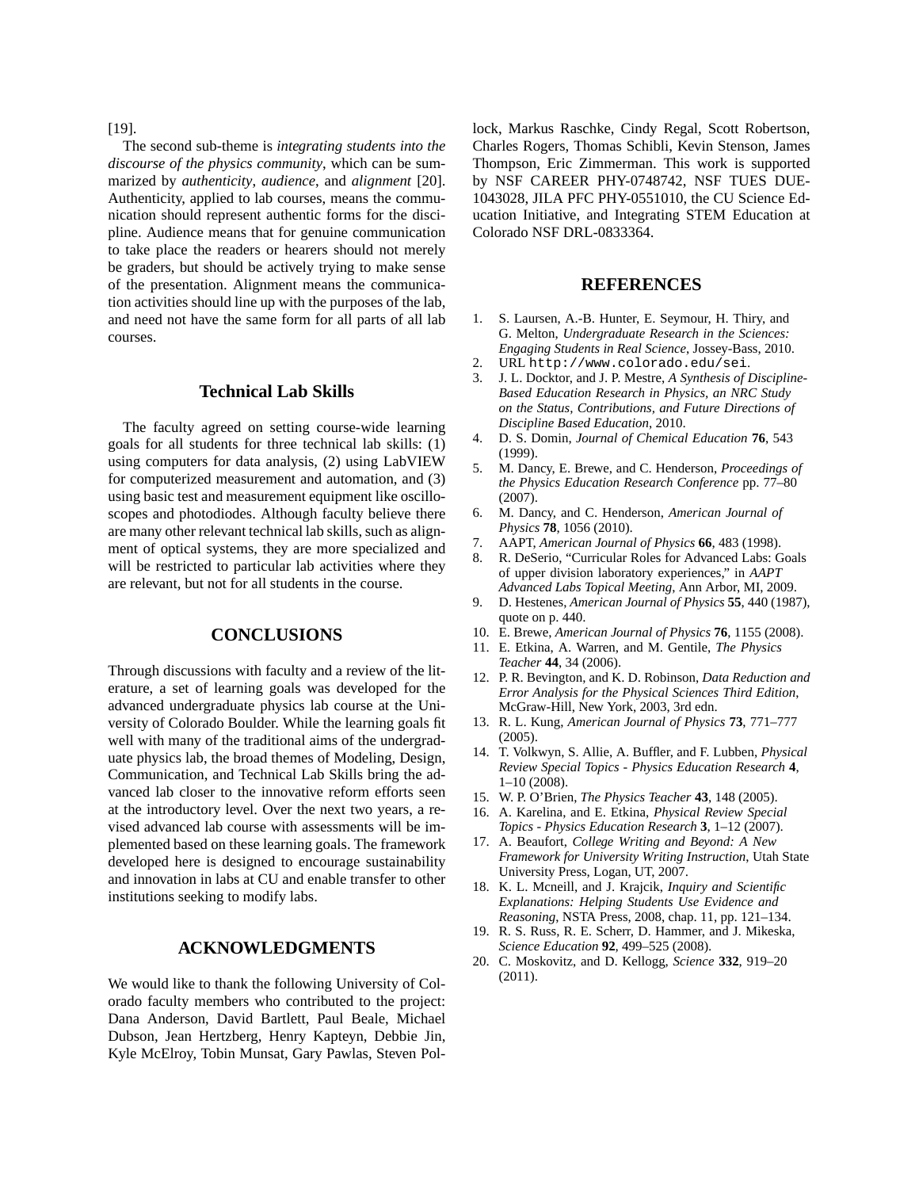[19].

The second sub-theme is *integrating students into the discourse of the physics community*, which can be summarized by *authenticity*, *audience*, and *alignment* [20]. Authenticity, applied to lab courses, means the communication should represent authentic forms for the discipline. Audience means that for genuine communication to take place the readers or hearers should not merely be graders, but should be actively trying to make sense of the presentation. Alignment means the communication activities should line up with the purposes of the lab, and need not have the same form for all parts of all lab courses.

### Technical Lab Skills

The faculty agreed on setting course-wide learning goals for all students for three technical lab skills: (1) using computers for data analysis, (2) using LabVIEW for computerized measurement and automation, and (3) using basic test and measurement equipment like oscilloscopes and photodiodes. Although faculty believe there are many other relevant technical lab skills, such as alignment of optical systems, they are more specialized and will be restricted to particular lab activities where they are relevant, but not for all students in the course.

## CONCLUSIONS

Through discussions with faculty and a review of the literature, a set of learning goals was developed for the advanced undergraduate physics lab course at the University of Colorado Boulder. While the learning goals fit well with many of the traditional aims of the undergraduate physics lab, the broad themes of Modeling, Design, Communication, and Technical Lab Skills bring the advanced lab closer to the innovative reform efforts seen at the introductory level. Over the next two years, a revised advanced lab course with assessments will be implemented based on these learning goals. The framework developed here is designed to encourage sustainability and innovation in labs at CU and enable transfer to other institutions seeking to modify labs.

## ACKNOWLEDGMENTS

We would like to thank the following University of Colorado faculty members who contributed to the project: Dana Anderson, David Bartlett, Paul Beale, Michael Dubson, Jean Hertzberg, Henry Kapteyn, Debbie Jin, Kyle McElroy, Tobin Munsat, Gary Pawlas, Steven Pollock, Markus Raschke, Cindy Regal, Scott Robertson, Charles Rogers, Thomas Schibli, Kevin Stenson, James Thompson, Eric Zimmerman. This work is supported by NSF CAREER PHY-0748742, NSF TUES DUE-1043028, JILA PFC PHY-0551010, the CU Science Education Initiative, and Integrating STEM Education at Colorado NSF DRL-0833364.

## REFERENCES

1. S. Laursen, A.-B. Hunter, E. Seymour, H. Thiry, and G. Melton, *Undergraduate Research in the Sciences: Engaging Students in Real Science*, Jossey-Bass, 2010.
2. URL `http://www.colorado.edu/sei`.
3. J. L. Docktor, and J. P. Mestre, *A Synthesis of Discipline-Based Education Research in Physics, an NRC Study on the Status, Contributions, and Future Directions of Discipline Based Education*, 2010.
4. D. S. Domin, *Journal of Chemical Education* **76**, 543 (1999).
5. M. Dancy, E. Brewe, and C. Henderson, *Proceedings of the Physics Education Research Conference* pp. 77–80 (2007).
6. M. Dancy, and C. Henderson, *American Journal of Physics* **78**, 1056 (2010).
7. AAPT, *American Journal of Physics* **66**, 483 (1998).
8. R. DeSerio, "Curricular Roles for Advanced Labs: Goals of upper division laboratory experiences," in *AAPT Advanced Labs Topical Meeting*, Ann Arbor, MI, 2009.
9. D. Hestenes, *American Journal of Physics* **55**, 440 (1987), quote on p. 440.
10. E. Brewe, *American Journal of Physics* **76**, 1155 (2008).
11. E. Etkina, A. Warren, and M. Gentile, *The Physics Teacher* **44**, 34 (2006).
12. P. R. Bevington, and K. D. Robinson, *Data Reduction and Error Analysis for the Physical Sciences Third Edition*, McGraw-Hill, New York, 2003, 3rd edn.
13. R. L. Kung, *American Journal of Physics* **73**, 771–777 (2005).
14. T. Volkwyn, S. Allie, A. Buffler, and F. Lubben, *Physical Review Special Topics - Physics Education Research* **4**, 1–10 (2008).
15. W. P. O'Brien, *The Physics Teacher* **43**, 148 (2005).
16. A. Karelina, and E. Etkina, *Physical Review Special Topics - Physics Education Research* **3**, 1–12 (2007).
17. A. Beaufort, *College Writing and Beyond: A New Framework for University Writing Instruction*, Utah State University Press, Logan, UT, 2007.
18. K. L. Mcneill, and J. Krajcik, *Inquiry and Scientific Explanations: Helping Students Use Evidence and Reasoning*, NSTA Press, 2008, chap. 11, pp. 121–134.
19. R. S. Russ, R. E. Scherr, D. Hammer, and J. Mikeska, *Science Education* **92**, 499–525 (2008).
20. C. Moskovitz, and D. Kellogg, *Science* **332**, 919–20 (2011).